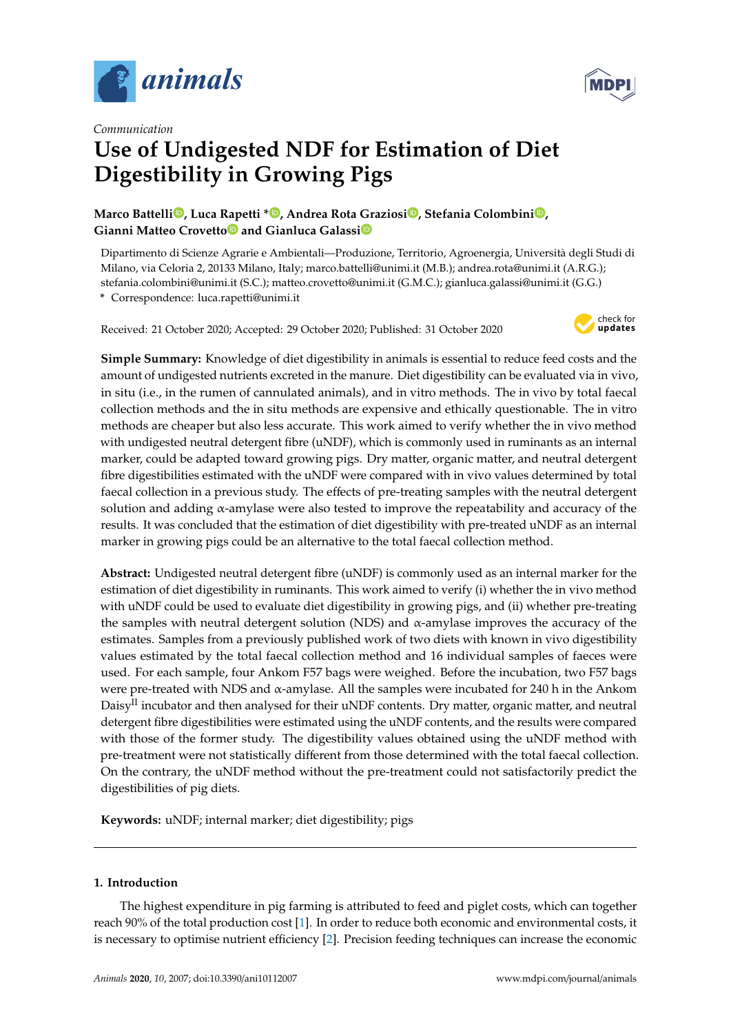*Communication*

# Use of Undigested NDF for Estimation of Diet Digestibility in Growing Pigs

**Marco Battelli, Luca Rapetti \*, Andrea Rota Graziosi, Stefania Colombini, Gianni Matteo Crovetto and Gianluca Galassi**

Dipartimento di Scienze Agrarie e Ambientali—Produzione, Territorio, Agroenergia, Università degli Studi di Milano, via Celoria 2, 20133 Milano, Italy; marco.battelli@unimi.it (M.B.); andrea.rota@unimi.it (A.R.G.); stefania.colombini@unimi.it (S.C.); matteo.crovetto@unimi.it (G.M.C.); gianluca.galassi@unimi.it (G.G.)

\* Correspondence: luca.rapetti@unimi.it

Received: 21 October 2020; Accepted: 29 October 2020; Published: 31 October 2020

**Simple Summary:** Knowledge of diet digestibility in animals is essential to reduce feed costs and the amount of undigested nutrients excreted in the manure. Diet digestibility can be evaluated via in vivo, in situ (i.e., in the rumen of cannulated animals), and in vitro methods. The in vivo by total faecal collection methods and the in situ methods are expensive and ethically questionable. The in vitro methods are cheaper but also less accurate. This work aimed to verify whether the in vivo method with undigested neutral detergent fibre (uNDF), which is commonly used in ruminants as an internal marker, could be adapted toward growing pigs. Dry matter, organic matter, and neutral detergent fibre digestibilities estimated with the uNDF were compared with in vivo values determined by total faecal collection in a previous study. The effects of pre-treating samples with the neutral detergent solution and adding α-amylase were also tested to improve the repeatability and accuracy of the results. It was concluded that the estimation of diet digestibility with pre-treated uNDF as an internal marker in growing pigs could be an alternative to the total faecal collection method.

**Abstract:** Undigested neutral detergent fibre (uNDF) is commonly used as an internal marker for the estimation of diet digestibility in ruminants. This work aimed to verify (i) whether the in vivo method with uNDF could be used to evaluate diet digestibility in growing pigs, and (ii) whether pre-treating the samples with neutral detergent solution (NDS) and α-amylase improves the accuracy of the estimates. Samples from a previously published work of two diets with known in vivo digestibility values estimated by the total faecal collection method and 16 individual samples of faeces were used. For each sample, four Ankom F57 bags were weighed. Before the incubation, two F57 bags were pre-treated with NDS and α-amylase. All the samples were incubated for 240 h in the Ankom Daisy$^{II}$ incubator and then analysed for their uNDF contents. Dry matter, organic matter, and neutral detergent fibre digestibilities were estimated using the uNDF contents, and the results were compared with those of the former study. The digestibility values obtained using the uNDF method with pre-treatment were not statistically different from those determined with the total faecal collection. On the contrary, the uNDF method without the pre-treatment could not satisfactorily predict the digestibilities of pig diets.

**Keywords:** uNDF; internal marker; diet digestibility; pigs

## 1. Introduction

The highest expenditure in pig farming is attributed to feed and piglet costs, which can together reach 90% of the total production cost [1]. In order to reduce both economic and environmental costs, it is necessary to optimise nutrient efficiency [2]. Precision feeding techniques can increase the economic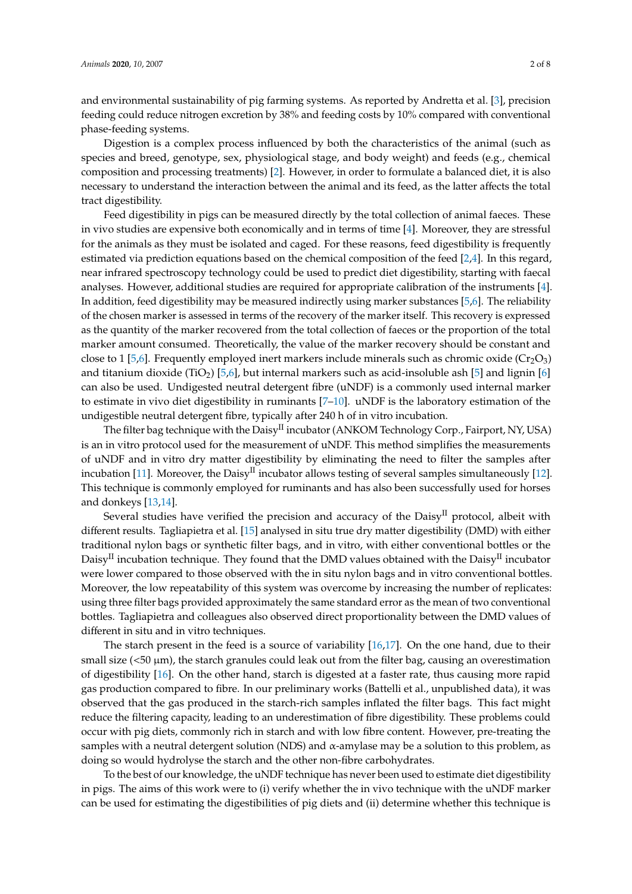and environmental sustainability of pig farming systems. As reported by Andretta et al. [3], precision feeding could reduce nitrogen excretion by 38% and feeding costs by 10% compared with conventional phase-feeding systems.

Digestion is a complex process influenced by both the characteristics of the animal (such as species and breed, genotype, sex, physiological stage, and body weight) and feeds (e.g., chemical composition and processing treatments) [2]. However, in order to formulate a balanced diet, it is also necessary to understand the interaction between the animal and its feed, as the latter affects the total tract digestibility.

Feed digestibility in pigs can be measured directly by the total collection of animal faeces. These in vivo studies are expensive both economically and in terms of time [4]. Moreover, they are stressful for the animals as they must be isolated and caged. For these reasons, feed digestibility is frequently estimated via prediction equations based on the chemical composition of the feed [2,4]. In this regard, near infrared spectroscopy technology could be used to predict diet digestibility, starting with faecal analyses. However, additional studies are required for appropriate calibration of the instruments [4]. In addition, feed digestibility may be measured indirectly using marker substances [5,6]. The reliability of the chosen marker is assessed in terms of the recovery of the marker itself. This recovery is expressed as the quantity of the marker recovered from the total collection of faeces or the proportion of the total marker amount consumed. Theoretically, the value of the marker recovery should be constant and close to 1 [5,6]. Frequently employed inert markers include minerals such as chromic oxide ($Cr_2O_3$) and titanium dioxide ($TiO_2$) [5,6], but internal markers such as acid-insoluble ash [5] and lignin [6] can also be used. Undigested neutral detergent fibre (uNDF) is a commonly used internal marker to estimate in vivo diet digestibility in ruminants [7–10]. uNDF is the laboratory estimation of the undigestible neutral detergent fibre, typically after 240 h of in vitro incubation.

The filter bag technique with the Daisy$^{II}$ incubator (ANKOM Technology Corp., Fairport, NY, USA) is an in vitro protocol used for the measurement of uNDF. This method simplifies the measurements of uNDF and in vitro dry matter digestibility by eliminating the need to filter the samples after incubation [11]. Moreover, the Daisy$^{II}$ incubator allows testing of several samples simultaneously [12]. This technique is commonly employed for ruminants and has also been successfully used for horses and donkeys [13,14].

Several studies have verified the precision and accuracy of the Daisy$^{II}$ protocol, albeit with different results. Tagliapietra et al. [15] analysed in situ true dry matter digestibility (DMD) with either traditional nylon bags or synthetic filter bags, and in vitro, with either conventional bottles or the Daisy$^{II}$ incubation technique. They found that the DMD values obtained with the Daisy$^{II}$ incubator were lower compared to those observed with the in situ nylon bags and in vitro conventional bottles. Moreover, the low repeatability of this system was overcome by increasing the number of replicates: using three filter bags provided approximately the same standard error as the mean of two conventional bottles. Tagliapietra and colleagues also observed direct proportionality between the DMD values of different in situ and in vitro techniques.

The starch present in the feed is a source of variability [16,17]. On the one hand, due to their small size (<50 µm), the starch granules could leak out from the filter bag, causing an overestimation of digestibility [16]. On the other hand, starch is digested at a faster rate, thus causing more rapid gas production compared to fibre. In our preliminary works (Battelli et al., unpublished data), it was observed that the gas produced in the starch-rich samples inflated the filter bags. This fact might reduce the filtering capacity, leading to an underestimation of fibre digestibility. These problems could occur with pig diets, commonly rich in starch and with low fibre content. However, pre-treating the samples with a neutral detergent solution (NDS) and α-amylase may be a solution to this problem, as doing so would hydrolyse the starch and the other non-fibre carbohydrates.

To the best of our knowledge, the uNDF technique has never been used to estimate diet digestibility in pigs. The aims of this work were to (i) verify whether the in vivo technique with the uNDF marker can be used for estimating the digestibilities of pig diets and (ii) determine whether this technique is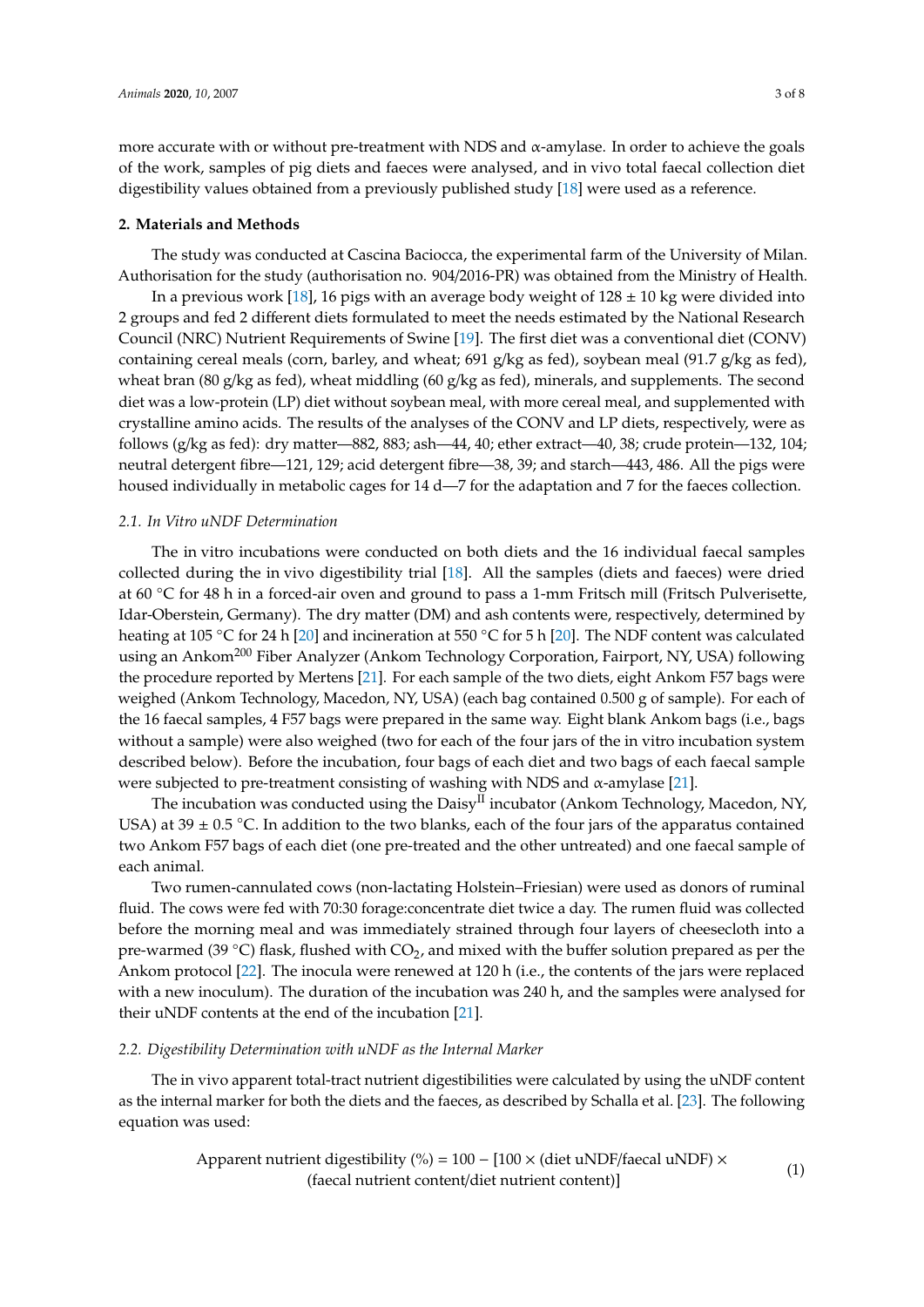more accurate with or without pre-treatment with NDS and α-amylase. In order to achieve the goals of the work, samples of pig diets and faeces were analysed, and in vivo total faecal collection diet digestibility values obtained from a previously published study [18] were used as a reference.

## 2. Materials and Methods

The study was conducted at Cascina Baciocca, the experimental farm of the University of Milan. Authorisation for the study (authorisation no. 904/2016-PR) was obtained from the Ministry of Health.

In a previous work [18], 16 pigs with an average body weight of 128 ± 10 kg were divided into 2 groups and fed 2 different diets formulated to meet the needs estimated by the National Research Council (NRC) Nutrient Requirements of Swine [19]. The first diet was a conventional diet (CONV) containing cereal meals (corn, barley, and wheat; 691 g/kg as fed), soybean meal (91.7 g/kg as fed), wheat bran (80 g/kg as fed), wheat middling (60 g/kg as fed), minerals, and supplements. The second diet was a low-protein (LP) diet without soybean meal, with more cereal meal, and supplemented with crystalline amino acids. The results of the analyses of the CONV and LP diets, respectively, were as follows (g/kg as fed): dry matter—882, 883; ash—44, 40; ether extract—40, 38; crude protein—132, 104; neutral detergent fibre—121, 129; acid detergent fibre—38, 39; and starch—443, 486. All the pigs were housed individually in metabolic cages for 14 d—7 for the adaptation and 7 for the faeces collection.

### 2.1. In Vitro uNDF Determination

The in vitro incubations were conducted on both diets and the 16 individual faecal samples collected during the in vivo digestibility trial [18]. All the samples (diets and faeces) were dried at 60 °C for 48 h in a forced-air oven and ground to pass a 1-mm Fritsch mill (Fritsch Pulverisette, Idar-Oberstein, Germany). The dry matter (DM) and ash contents were, respectively, determined by heating at 105 °C for 24 h [20] and incineration at 550 °C for 5 h [20]. The NDF content was calculated using an Ankom[200] Fiber Analyzer (Ankom Technology Corporation, Fairport, NY, USA) following the procedure reported by Mertens [21]. For each sample of the two diets, eight Ankom F57 bags were weighed (Ankom Technology, Macedon, NY, USA) (each bag contained 0.500 g of sample). For each of the 16 faecal samples, 4 F57 bags were prepared in the same way. Eight blank Ankom bags (i.e., bags without a sample) were also weighed (two for each of the four jars of the in vitro incubation system described below). Before the incubation, four bags of each diet and two bags of each faecal sample were subjected to pre-treatment consisting of washing with NDS and α-amylase [21].

The incubation was conducted using the Daisy[II] incubator (Ankom Technology, Macedon, NY, USA) at 39 ± 0.5 °C. In addition to the two blanks, each of the four jars of the apparatus contained two Ankom F57 bags of each diet (one pre-treated and the other untreated) and one faecal sample of each animal.

Two rumen-cannulated cows (non-lactating Holstein–Friesian) were used as donors of ruminal fluid. The cows were fed with 70:30 forage:concentrate diet twice a day. The rumen fluid was collected before the morning meal and was immediately strained through four layers of cheesecloth into a pre-warmed (39 °C) flask, flushed with $CO_2$, and mixed with the buffer solution prepared as per the Ankom protocol [22]. The inocula were renewed at 120 h (i.e., the contents of the jars were replaced with a new inoculum). The duration of the incubation was 240 h, and the samples were analysed for their uNDF contents at the end of the incubation [21].

### 2.2. Digestibility Determination with uNDF as the Internal Marker

The in vivo apparent total-tract nutrient digestibilities were calculated by using the uNDF content as the internal marker for both the diets and the faeces, as described by Schalla et al. [23]. The following equation was used:

$$\text{Apparent nutrient digestibility (\%)} = 100 - [100 \times (\text{diet uNDF}/\text{faecal uNDF}) \times (\text{faecal nutrient content}/\text{diet nutrient content})] \quad (1)$$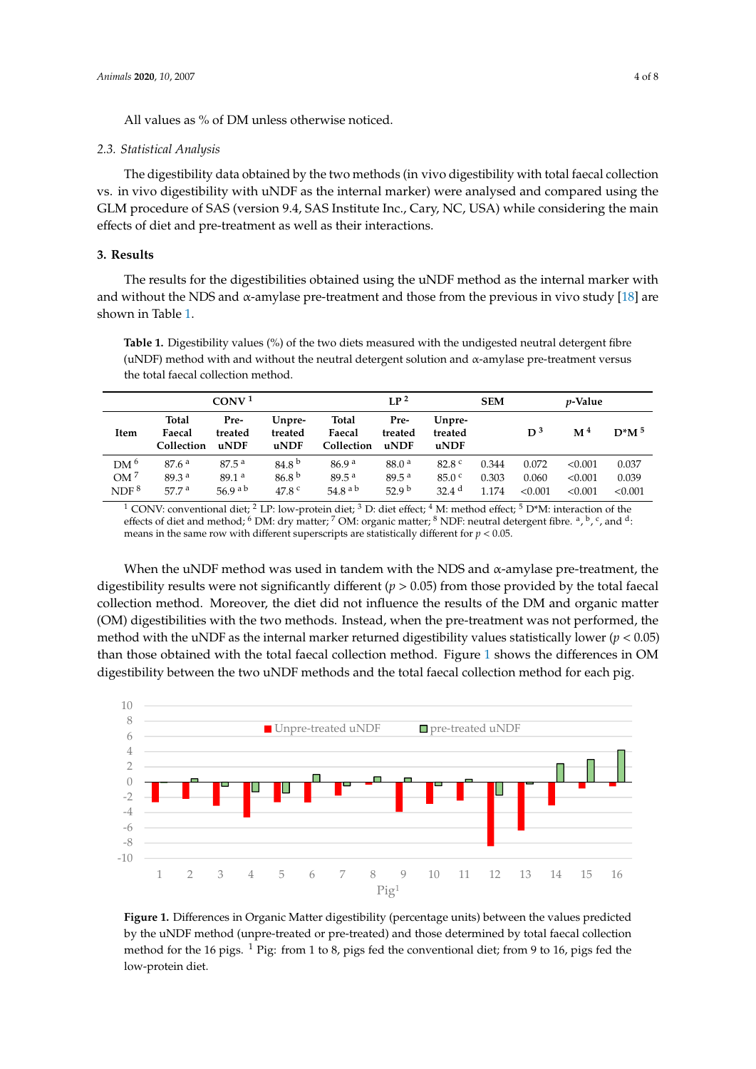All values as % of DM unless otherwise noticed.

### 2.3. Statistical Analysis

The digestibility data obtained by the two methods (in vivo digestibility with total faecal collection vs. in vivo digestibility with uNDF as the internal marker) were analysed and compared using the GLM procedure of SAS (version 9.4, SAS Institute Inc., Cary, NC, USA) while considering the main effects of diet and pre-treatment as well as their interactions.

## 3. Results

The results for the digestibilities obtained using the uNDF method as the internal marker with and without the NDS and α-amylase pre-treatment and those from the previous in vivo study [18] are shown in Table 1.

**Table 1.** Digestibility values (%) of the two diets measured with the undigested neutral detergent fibre (uNDF) method with and without the neutral detergent solution and α-amylase pre-treatment versus the total faecal collection method.

| Item | CONV [1] | | | LP [2] | | | SEM | p-Value | | |
|---|---|---|---|---|---|---|---|---|---|---|
| | Total Faecal Collection | Pre-treated uNDF | Unpre-treated uNDF | Total Faecal Collection | Pre-treated uNDF | Unpre-treated uNDF | | D [3] | M [4] | D*M [5] |
| DM [6] | 87.6 [a] | 87.5 [a] | 84.8 [b] | 86.9 [a] | 88.0 [a] | 82.8 [c] | 0.344 | 0.072 | <0.001 | 0.037 |
| OM [7] | 89.3 [a] | 89.1 [a] | 86.8 [b] | 89.5 [a] | 89.5 [a] | 85.0 [c] | 0.303 | 0.060 | <0.001 | 0.039 |
| NDF [8] | 57.7 [a] | 56.9 [a b] | 47.8 [c] | 54.8 [a b] | 52.9 [b] | 32.4 [d] | 1.174 | <0.001 | <0.001 | <0.001 |

[1] CONV: conventional diet; [2] LP: low-protein diet; [3] D: diet effect; [4] M: method effect; [5] D*M: interaction of the effects of diet and method; [6] DM: dry matter; [7] OM: organic matter; [8] NDF: neutral detergent fibre. [a], [b], [c], and [d]: means in the same row with different superscripts are statistically different for $p < 0.05$.

When the uNDF method was used in tandem with the NDS and α-amylase pre-treatment, the digestibility results were not significantly different ($p > 0.05$) from those provided by the total faecal collection method. Moreover, the diet did not influence the results of the DM and organic matter (OM) digestibilities with the two methods. Instead, when the pre-treatment was not performed, the method with the uNDF as the internal marker returned digestibility values statistically lower ($p < 0.05$) than those obtained with the total faecal collection method. Figure 1 shows the differences in OM digestibility between the two uNDF methods and the total faecal collection method for each pig.

**Figure 1.** Differences in Organic Matter digestibility (percentage units) between the values predicted by the uNDF method (unpre-treated or pre-treated) and those determined by total faecal collection method for the 16 pigs. [1] Pig: from 1 to 8, pigs fed the conventional diet; from 9 to 16, pigs fed the low-protein diet.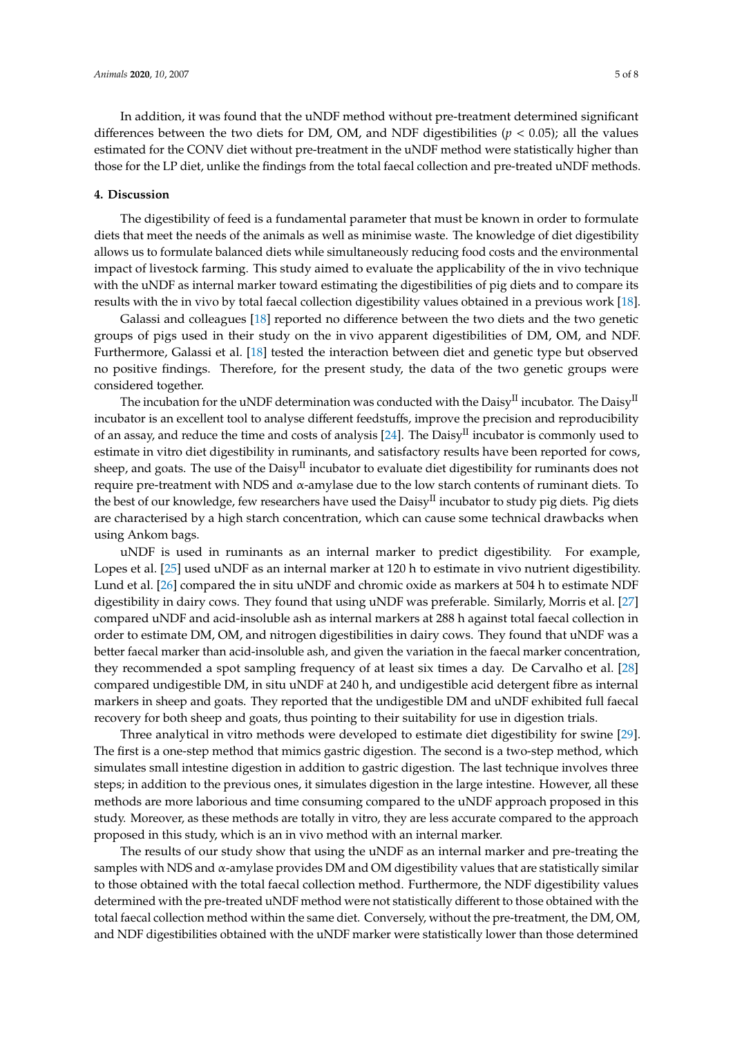In addition, it was found that the uNDF method without pre-treatment determined significant differences between the two diets for DM, OM, and NDF digestibilities ($p < 0.05$); all the values estimated for the CONV diet without pre-treatment in the uNDF method were statistically higher than those for the LP diet, unlike the findings from the total faecal collection and pre-treated uNDF methods.

## 4. Discussion

The digestibility of feed is a fundamental parameter that must be known in order to formulate diets that meet the needs of the animals as well as minimise waste. The knowledge of diet digestibility allows us to formulate balanced diets while simultaneously reducing food costs and the environmental impact of livestock farming. This study aimed to evaluate the applicability of the in vivo technique with the uNDF as internal marker toward estimating the digestibilities of pig diets and to compare its results with the in vivo by total faecal collection digestibility values obtained in a previous work [18].

Galassi and colleagues [18] reported no difference between the two diets and the two genetic groups of pigs used in their study on the in vivo apparent digestibilities of DM, OM, and NDF. Furthermore, Galassi et al. [18] tested the interaction between diet and genetic type but observed no positive findings. Therefore, for the present study, the data of the two genetic groups were considered together.

The incubation for the uNDF determination was conducted with the Daisy$^{II}$ incubator. The Daisy$^{II}$ incubator is an excellent tool to analyse different feedstuffs, improve the precision and reproducibility of an assay, and reduce the time and costs of analysis [24]. The Daisy$^{II}$ incubator is commonly used to estimate in vitro diet digestibility in ruminants, and satisfactory results have been reported for cows, sheep, and goats. The use of the Daisy$^{II}$ incubator to evaluate diet digestibility for ruminants does not require pre-treatment with NDS and α-amylase due to the low starch contents of ruminant diets. To the best of our knowledge, few researchers have used the Daisy$^{II}$ incubator to study pig diets. Pig diets are characterised by a high starch concentration, which can cause some technical drawbacks when using Ankom bags.

uNDF is used in ruminants as an internal marker to predict digestibility. For example, Lopes et al. [25] used uNDF as an internal marker at 120 h to estimate in vivo nutrient digestibility. Lund et al. [26] compared the in situ uNDF and chromic oxide as markers at 504 h to estimate NDF digestibility in dairy cows. They found that using uNDF was preferable. Similarly, Morris et al. [27] compared uNDF and acid-insoluble ash as internal markers at 288 h against total faecal collection in order to estimate DM, OM, and nitrogen digestibilities in dairy cows. They found that uNDF was a better faecal marker than acid-insoluble ash, and given the variation in the faecal marker concentration, they recommended a spot sampling frequency of at least six times a day. De Carvalho et al. [28] compared undigestible DM, in situ uNDF at 240 h, and undigestible acid detergent fibre as internal markers in sheep and goats. They reported that the undigestible DM and uNDF exhibited full faecal recovery for both sheep and goats, thus pointing to their suitability for use in digestion trials.

Three analytical in vitro methods were developed to estimate diet digestibility for swine [29]. The first is a one-step method that mimics gastric digestion. The second is a two-step method, which simulates small intestine digestion in addition to gastric digestion. The last technique involves three steps; in addition to the previous ones, it simulates digestion in the large intestine. However, all these methods are more laborious and time consuming compared to the uNDF approach proposed in this study. Moreover, as these methods are totally in vitro, they are less accurate compared to the approach proposed in this study, which is an in vivo method with an internal marker.

The results of our study show that using the uNDF as an internal marker and pre-treating the samples with NDS and α-amylase provides DM and OM digestibility values that are statistically similar to those obtained with the total faecal collection method. Furthermore, the NDF digestibility values determined with the pre-treated uNDF method were not statistically different to those obtained with the total faecal collection method within the same diet. Conversely, without the pre-treatment, the DM, OM, and NDF digestibilities obtained with the uNDF marker were statistically lower than those determined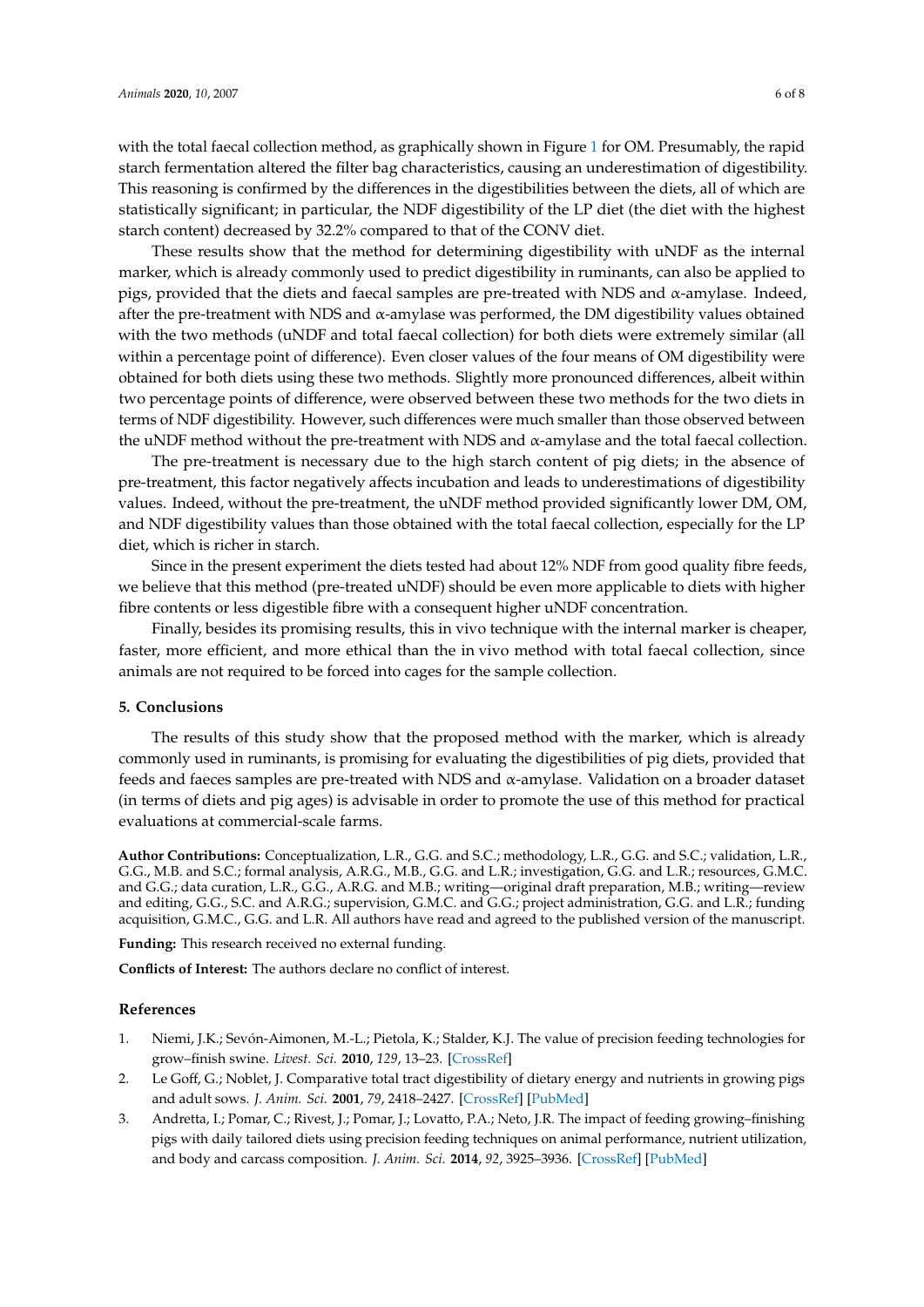with the total faecal collection method, as graphically shown in Figure 1 for OM. Presumably, the rapid starch fermentation altered the filter bag characteristics, causing an underestimation of digestibility. This reasoning is confirmed by the differences in the digestibilities between the diets, all of which are statistically significant; in particular, the NDF digestibility of the LP diet (the diet with the highest starch content) decreased by 32.2% compared to that of the CONV diet.

These results show that the method for determining digestibility with uNDF as the internal marker, which is already commonly used to predict digestibility in ruminants, can also be applied to pigs, provided that the diets and faecal samples are pre-treated with NDS and α-amylase. Indeed, after the pre-treatment with NDS and α-amylase was performed, the DM digestibility values obtained with the two methods (uNDF and total faecal collection) for both diets were extremely similar (all within a percentage point of difference). Even closer values of the four means of OM digestibility were obtained for both diets using these two methods. Slightly more pronounced differences, albeit within two percentage points of difference, were observed between these two methods for the two diets in terms of NDF digestibility. However, such differences were much smaller than those observed between the uNDF method without the pre-treatment with NDS and α-amylase and the total faecal collection.

The pre-treatment is necessary due to the high starch content of pig diets; in the absence of pre-treatment, this factor negatively affects incubation and leads to underestimations of digestibility values. Indeed, without the pre-treatment, the uNDF method provided significantly lower DM, OM, and NDF digestibility values than those obtained with the total faecal collection, especially for the LP diet, which is richer in starch.

Since in the present experiment the diets tested had about 12% NDF from good quality fibre feeds, we believe that this method (pre-treated uNDF) should be even more applicable to diets with higher fibre contents or less digestible fibre with a consequent higher uNDF concentration.

Finally, besides its promising results, this in vivo technique with the internal marker is cheaper, faster, more efficient, and more ethical than the in vivo method with total faecal collection, since animals are not required to be forced into cages for the sample collection.

## 5. Conclusions

The results of this study show that the proposed method with the marker, which is already commonly used in ruminants, is promising for evaluating the digestibilities of pig diets, provided that feeds and faeces samples are pre-treated with NDS and α-amylase. Validation on a broader dataset (in terms of diets and pig ages) is advisable in order to promote the use of this method for practical evaluations at commercial-scale farms.

**Author Contributions:** Conceptualization, L.R., G.G. and S.C.; methodology, L.R., G.G. and S.C.; validation, L.R., G.G., M.B. and S.C.; formal analysis, A.R.G., M.B., G.G. and L.R.; investigation, G.G. and L.R.; resources, G.M.C. and G.G.; data curation, L.R., G.G., A.R.G. and M.B.; writing—original draft preparation, M.B.; writing—review and editing, G.G., S.C. and A.R.G.; supervision, G.M.C. and G.G.; project administration, G.G. and L.R.; funding acquisition, G.M.C., G.G. and L.R. All authors have read and agreed to the published version of the manuscript.

**Funding:** This research received no external funding.

**Conflicts of Interest:** The authors declare no conflict of interest.

## References

1. Niemi, J.K.; Sevón-Aimonen, M.-L.; Pietola, K.; Stalder, K.J. The value of precision feeding technologies for grow–finish swine. *Livest. Sci.* **2010**, *129*, 13–23. [CrossRef]
2. Le Goff, G.; Noblet, J. Comparative total tract digestibility of dietary energy and nutrients in growing pigs and adult sows. *J. Anim. Sci.* **2001**, *79*, 2418–2427. [CrossRef] [PubMed]
3. Andretta, I.; Pomar, C.; Rivest, J.; Pomar, J.; Lovatto, P.A.; Neto, J.R. The impact of feeding growing–finishing pigs with daily tailored diets using precision feeding techniques on animal performance, nutrient utilization, and body and carcass composition. *J. Anim. Sci.* **2014**, *92*, 3925–3936. [CrossRef] [PubMed]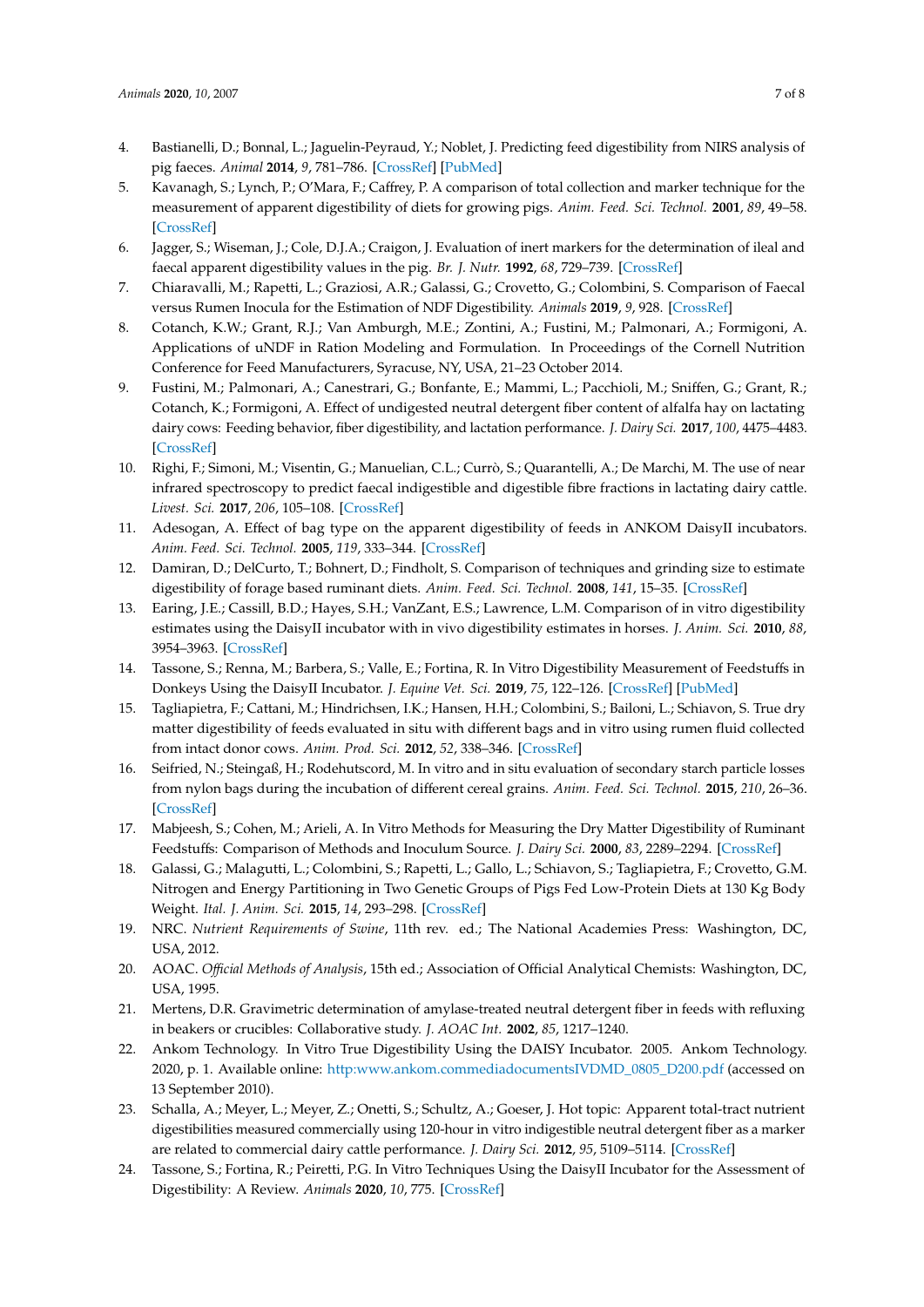4. Bastianelli, D.; Bonnal, L.; Jaguelin-Peyraud, Y.; Noblet, J. Predicting feed digestibility from NIRS analysis of pig faeces. *Animal* **2014**, *9*, 781–786. [CrossRef] [PubMed]
5. Kavanagh, S.; Lynch, P.; O'Mara, F.; Caffrey, P. A comparison of total collection and marker technique for the measurement of apparent digestibility of diets for growing pigs. *Anim. Feed. Sci. Technol.* **2001**, *89*, 49–58. [CrossRef]
6. Jagger, S.; Wiseman, J.; Cole, D.J.A.; Craigon, J. Evaluation of inert markers for the determination of ileal and faecal apparent digestibility values in the pig. *Br. J. Nutr.* **1992**, *68*, 729–739. [CrossRef]
7. Chiaravalli, M.; Rapetti, L.; Graziosi, A.R.; Galassi, G.; Crovetto, G.; Colombini, S. Comparison of Faecal versus Rumen Inocula for the Estimation of NDF Digestibility. *Animals* **2019**, *9*, 928. [CrossRef]
8. Cotanch, K.W.; Grant, R.J.; Van Amburgh, M.E.; Zontini, A.; Fustini, M.; Palmonari, A.; Formigoni, A. Applications of uNDF in Ration Modeling and Formulation. In Proceedings of the Cornell Nutrition Conference for Feed Manufacturers, Syracuse, NY, USA, 21–23 October 2014.
9. Fustini, M.; Palmonari, A.; Canestrari, G.; Bonfante, E.; Mammi, L.; Pacchioli, M.; Sniffen, G.; Grant, R.; Cotanch, K.; Formigoni, A. Effect of undigested neutral detergent fiber content of alfalfa hay on lactating dairy cows: Feeding behavior, fiber digestibility, and lactation performance. *J. Dairy Sci.* **2017**, *100*, 4475–4483. [CrossRef]
10. Righi, F.; Simoni, M.; Visentin, G.; Manuelian, C.L.; Currò, S.; Quarantelli, A.; De Marchi, M. The use of near infrared spectroscopy to predict faecal indigestible and digestible fibre fractions in lactating dairy cattle. *Livest. Sci.* **2017**, *206*, 105–108. [CrossRef]
11. Adesogan, A. Effect of bag type on the apparent digestibility of feeds in ANKOM DaisyII incubators. *Anim. Feed. Sci. Technol.* **2005**, *119*, 333–344. [CrossRef]
12. Damiran, D.; DelCurto, T.; Bohnert, D.; Findholt, S. Comparison of techniques and grinding size to estimate digestibility of forage based ruminant diets. *Anim. Feed. Sci. Technol.* **2008**, *141*, 15–35. [CrossRef]
13. Earing, J.E.; Cassill, B.D.; Hayes, S.H.; VanZant, E.S.; Lawrence, L.M. Comparison of in vitro digestibility estimates using the DaisyII incubator with in vivo digestibility estimates in horses. *J. Anim. Sci.* **2010**, *88*, 3954–3963. [CrossRef]
14. Tassone, S.; Renna, M.; Barbera, S.; Valle, E.; Fortina, R. In Vitro Digestibility Measurement of Feedstuffs in Donkeys Using the DaisyII Incubator. *J. Equine Vet. Sci.* **2019**, *75*, 122–126. [CrossRef] [PubMed]
15. Tagliapietra, F.; Cattani, M.; Hindrichsen, I.K.; Hansen, H.H.; Colombini, S.; Bailoni, L.; Schiavon, S. True dry matter digestibility of feeds evaluated in situ with different bags and in vitro using rumen fluid collected from intact donor cows. *Anim. Prod. Sci.* **2012**, *52*, 338–346. [CrossRef]
16. Seifried, N.; Steingaß, H.; Rodehutscord, M. In vitro and in situ evaluation of secondary starch particle losses from nylon bags during the incubation of different cereal grains. *Anim. Feed. Sci. Technol.* **2015**, *210*, 26–36. [CrossRef]
17. Mabjeesh, S.; Cohen, M.; Arieli, A. In Vitro Methods for Measuring the Dry Matter Digestibility of Ruminant Feedstuffs: Comparison of Methods and Inoculum Source. *J. Dairy Sci.* **2000**, *83*, 2289–2294. [CrossRef]
18. Galassi, G.; Malagutti, L.; Colombini, S.; Rapetti, L.; Gallo, L.; Schiavon, S.; Tagliapietra, F.; Crovetto, G.M. Nitrogen and Energy Partitioning in Two Genetic Groups of Pigs Fed Low-Protein Diets at 130 Kg Body Weight. *Ital. J. Anim. Sci.* **2015**, *14*, 293–298. [CrossRef]
19. NRC. *Nutrient Requirements of Swine*, 11th rev. ed.; The National Academies Press: Washington, DC, USA, 2012.
20. AOAC. *Official Methods of Analysis*, 15th ed.; Association of Official Analytical Chemists: Washington, DC, USA, 1995.
21. Mertens, D.R. Gravimetric determination of amylase-treated neutral detergent fiber in feeds with refluxing in beakers or crucibles: Collaborative study. *J. AOAC Int.* **2002**, *85*, 1217–1240.
22. Ankom Technology. In Vitro True Digestibility Using the DAISY Incubator. 2005. Ankom Technology. 2020, p. 1. Available online: http:www.ankom.commediadocumentsIVDMD_0805_D200.pdf (accessed on 13 September 2010).
23. Schalla, A.; Meyer, L.; Meyer, Z.; Onetti, S.; Schultz, A.; Goeser, J. Hot topic: Apparent total-tract nutrient digestibilities measured commercially using 120-hour in vitro indigestible neutral detergent fiber as a marker are related to commercial dairy cattle performance. *J. Dairy Sci.* **2012**, *95*, 5109–5114. [CrossRef]
24. Tassone, S.; Fortina, R.; Peiretti, P.G. In Vitro Techniques Using the DaisyII Incubator for the Assessment of Digestibility: A Review. *Animals* **2020**, *10*, 775. [CrossRef]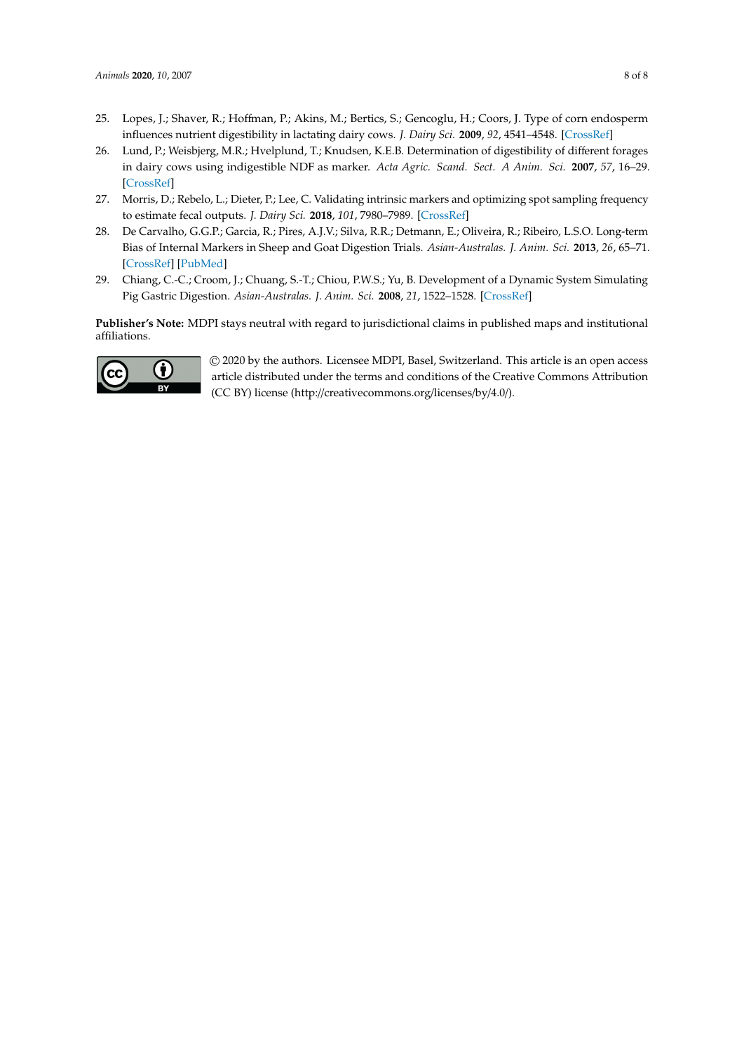25. Lopes, J.; Shaver, R.; Hoffman, P.; Akins, M.; Bertics, S.; Gencoglu, H.; Coors, J. Type of corn endosperm influences nutrient digestibility in lactating dairy cows. *J. Dairy Sci.* **2009**, *92*, 4541–4548. [CrossRef]
26. Lund, P.; Weisbjerg, M.R.; Hvelplund, T.; Knudsen, K.E.B. Determination of digestibility of different forages in dairy cows using indigestible NDF as marker. *Acta Agric. Scand. Sect. A Anim. Sci.* **2007**, *57*, 16–29. [CrossRef]
27. Morris, D.; Rebelo, L.; Dieter, P.; Lee, C. Validating intrinsic markers and optimizing spot sampling frequency to estimate fecal outputs. *J. Dairy Sci.* **2018**, *101*, 7980–7989. [CrossRef]
28. De Carvalho, G.G.P.; Garcia, R.; Pires, A.J.V.; Silva, R.R.; Detmann, E.; Oliveira, R.; Ribeiro, L.S.O. Long-term Bias of Internal Markers in Sheep and Goat Digestion Trials. *Asian-Australas. J. Anim. Sci.* **2013**, *26*, 65–71. [CrossRef] [PubMed]
29. Chiang, C.-C.; Croom, J.; Chuang, S.-T.; Chiou, P.W.S.; Yu, B. Development of a Dynamic System Simulating Pig Gastric Digestion. *Asian-Australas. J. Anim. Sci.* **2008**, *21*, 1522–1528. [CrossRef]

**Publisher's Note:** MDPI stays neutral with regard to jurisdictional claims in published maps and institutional affiliations.

© 2020 by the authors. Licensee MDPI, Basel, Switzerland. This article is an open access article distributed under the terms and conditions of the Creative Commons Attribution (CC BY) license (http://creativecommons.org/licenses/by/4.0/).